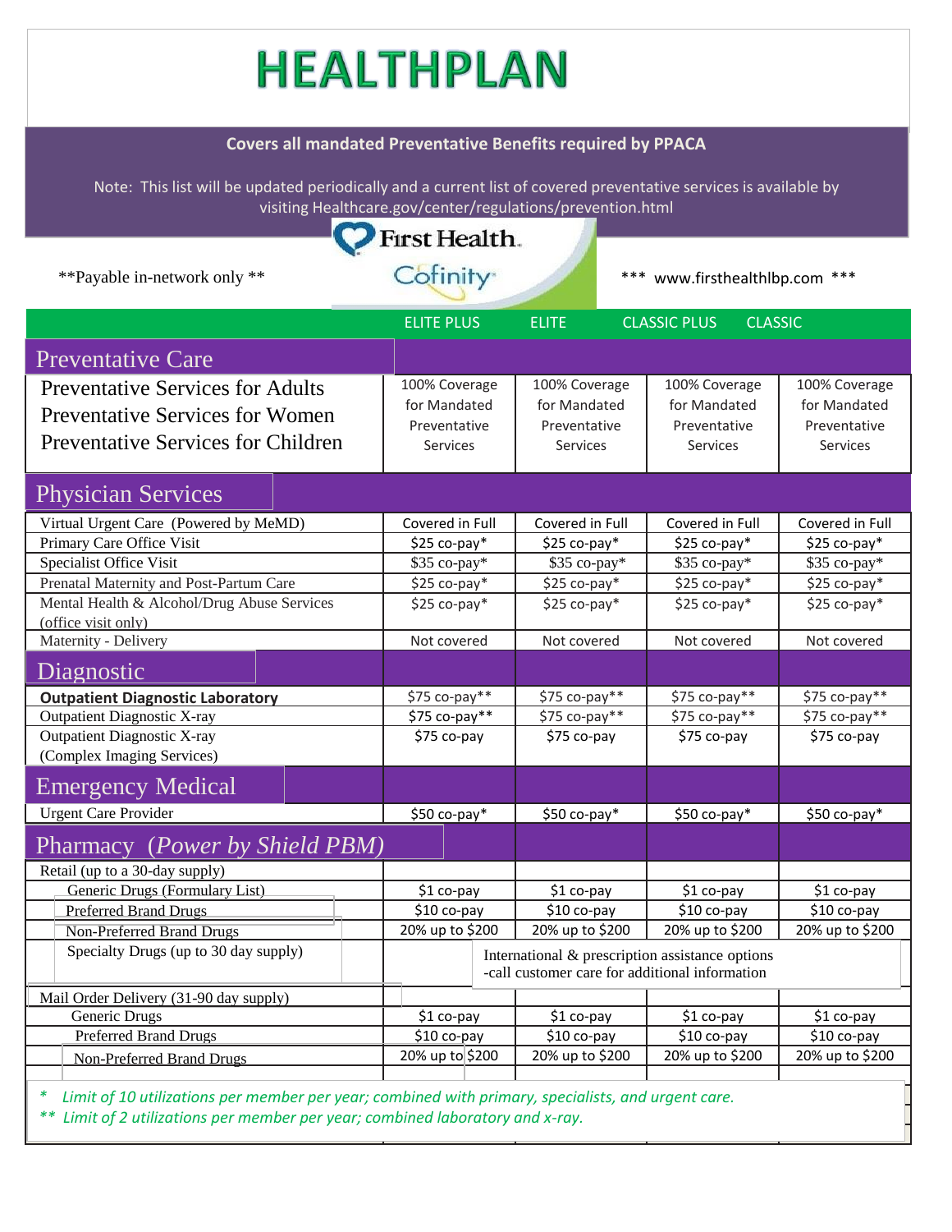# HEALTHPLAN

**Covers all mandated Preventative Benefits required by PPACA**

Note: This list will be updated periodically and a current list of covered preventative services is available by visiting Healthcare.gov/center/regulations/prevention.html

First Health. Cofinity

**Payable in-network only **

*** www.firsthealthlbp.com ***

| | ELITE PLUS | ELITE | CLASSIC PLUS | CLASSIC |
|---|---|---|---|---|
| **Preventative Care** | | | | |
| Preventative Services for Adults<br>Preventative Services for Women<br>Preventative Services for Children | 100% Coverage for Mandated Preventative Services | 100% Coverage for Mandated Preventative Services | 100% Coverage for Mandated Preventative Services | 100% Coverage for Mandated Preventative Services |
| **Physician Services** | | | | |
| Virtual Urgent Care (Powered by MeMD) | Covered in Full | Covered in Full | Covered in Full | Covered in Full |
| Primary Care Office Visit | $25 co-pay* | $25 co-pay* | $25 co-pay* | $25 co-pay* |
| Specialist Office Visit | $35 co-pay* | $35 co-pay* | $35 co-pay* | $35 co-pay* |
| Prenatal Maternity and Post-Partum Care | $25 co-pay* | $25 co-pay* | $25 co-pay* | $25 co-pay* |
| Mental Health & Alcohol/Drug Abuse Services (office visit only) | $25 co-pay* | $25 co-pay* | $25 co-pay* | $25 co-pay* |
| Maternity - Delivery | Not covered | Not covered | Not covered | Not covered |
| **Diagnostic** | | | | |
| **Outpatient Diagnostic Laboratory** | $75 co-pay** | $75 co-pay** | $75 co-pay** | $75 co-pay** |
| Outpatient Diagnostic X-ray | $75 co-pay** | $75 co-pay** | $75 co-pay** | $75 co-pay** |
| Outpatient Diagnostic X-ray (Complex Imaging Services) | $75 co-pay | $75 co-pay | $75 co-pay | $75 co-pay |
| **Emergency Medical** | | | | |
| Urgent Care Provider | $50 co-pay* | $50 co-pay* | $50 co-pay* | $50 co-pay* |
| **Pharmacy** *(Power by Shield PBM)* | | | | |
| Retail (up to a 30-day supply) | | | | |
| Generic Drugs (Formulary List) | $1 co-pay | $1 co-pay | $1 co-pay | $1 co-pay |
| Preferred Brand Drugs | $10 co-pay | $10 co-pay | $10 co-pay | $10 co-pay |
| Non-Preferred Brand Drugs | 20% up to $200 | 20% up to $200 | 20% up to $200 | 20% up to $200 |
| Specialty Drugs (up to 30 day supply) | International & prescription assistance options -call customer care for additional information | | | |
| Mail Order Delivery (31-90 day supply) | | | | |
| Generic Drugs | $1 co-pay | $1 co-pay | $1 co-pay | $1 co-pay |
| Preferred Brand Drugs | $10 co-pay | $10 co-pay | $10 co-pay | $10 co-pay |
| Non-Preferred Brand Drugs | 20% up to $200 | 20% up to $200 | 20% up to $200 | 20% up to $200 |

*\* Limit of 10 utilizations per member per year; combined with primary, specialists, and urgent care.*

*\*\* Limit of 2 utilizations per member per year; combined laboratory and x-ray.*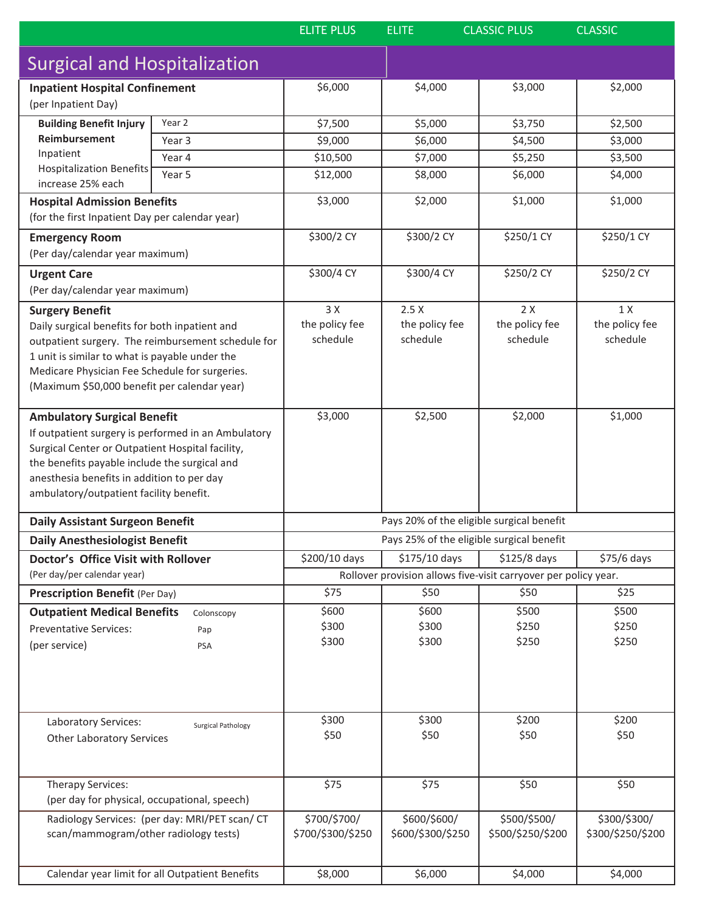| | ELITE PLUS | ELITE | CLASSIC PLUS | CLASSIC |
|---|---|---|---|---|
| **Surgical and Hospitalization** | | | | |
| **Inpatient Hospital Confinement** (per Inpatient Day) | $6,000 | $4,000 | $3,000 | $2,000 |
| **Building Benefit Injury Reimbursement** Inpatient Hospitalization Benefits increase 25% each — Year 2 | $7,500 | $5,000 | $3,750 | $2,500 |
| Year 3 | $9,000 | $6,000 | $4,500 | $3,000 |
| Year 4 | $10,500 | $7,000 | $5,250 | $3,500 |
| Year 5 | $12,000 | $8,000 | $6,000 | $4,000 |
| **Hospital Admission Benefits** (for the first Inpatient Day per calendar year) | $3,000 | $2,000 | $1,000 | $1,000 |
| **Emergency Room** (Per day/calendar year maximum) | $300/2 CY | $300/2 CY | $250/1 CY | $250/1 CY |
| **Urgent Care** (Per day/calendar year maximum) | $300/4 CY | $300/4 CY | $250/2 CY | $250/2 CY |
| **Surgery Benefit** Daily surgical benefits for both inpatient and outpatient surgery. The reimbursement schedule for 1 unit is similar to what is payable under the Medicare Physician Fee Schedule for surgeries. (Maximum $50,000 benefit per calendar year) | 3 X the policy fee schedule | 2.5 X the policy fee schedule | 2 X the policy fee schedule | 1 X the policy fee schedule |
| **Ambulatory Surgical Benefit** If outpatient surgery is performed in an Ambulatory Surgical Center or Outpatient Hospital facility, the benefits payable include the surgical and anesthesia benefits in addition to per day ambulatory/outpatient facility benefit. | $3,000 | $2,500 | $2,000 | $1,000 |
| **Daily Assistant Surgeon Benefit** | Pays 20% of the eligible surgical benefit | | | |
| **Daily Anesthesiologist Benefit** | Pays 25% of the eligible surgical benefit | | | |
| **Doctor's Office Visit with Rollover** (Per day/per calendar year) | $200/10 days | $175/10 days | $125/8 days | $75/6 days |
| | Rollover provision allows five-visit carryover per policy year. | | | |
| **Prescription Benefit** (Per Day) | $75 | $50 | $50 | $25 |
| **Outpatient Medical Benefits** Preventative Services: (per service) — Colonscopy | $600 | $600 | $500 | $500 |
| Pap | $300 | $300 | $250 | $250 |
| PSA | $300 | $300 | $250 | $250 |
| Laboratory Services: Surgical Pathology | $300 | $300 | $200 | $200 |
| Other Laboratory Services | $50 | $50 | $50 | $50 |
| Therapy Services: (per day for physical, occupational, speech) | $75 | $75 | $50 | $50 |
| Radiology Services: (per day: MRI/PET scan/ CT scan/mammogram/other radiology tests) | $700/$700/ $700/$300/$250 | $600/$600/ $600/$300/$250 | $500/$500/ $500/$250/$200 | $300/$300/ $300/$250/$200 |
| Calendar year limit for all Outpatient Benefits | $8,000 | $6,000 | $4,000 | $4,000 |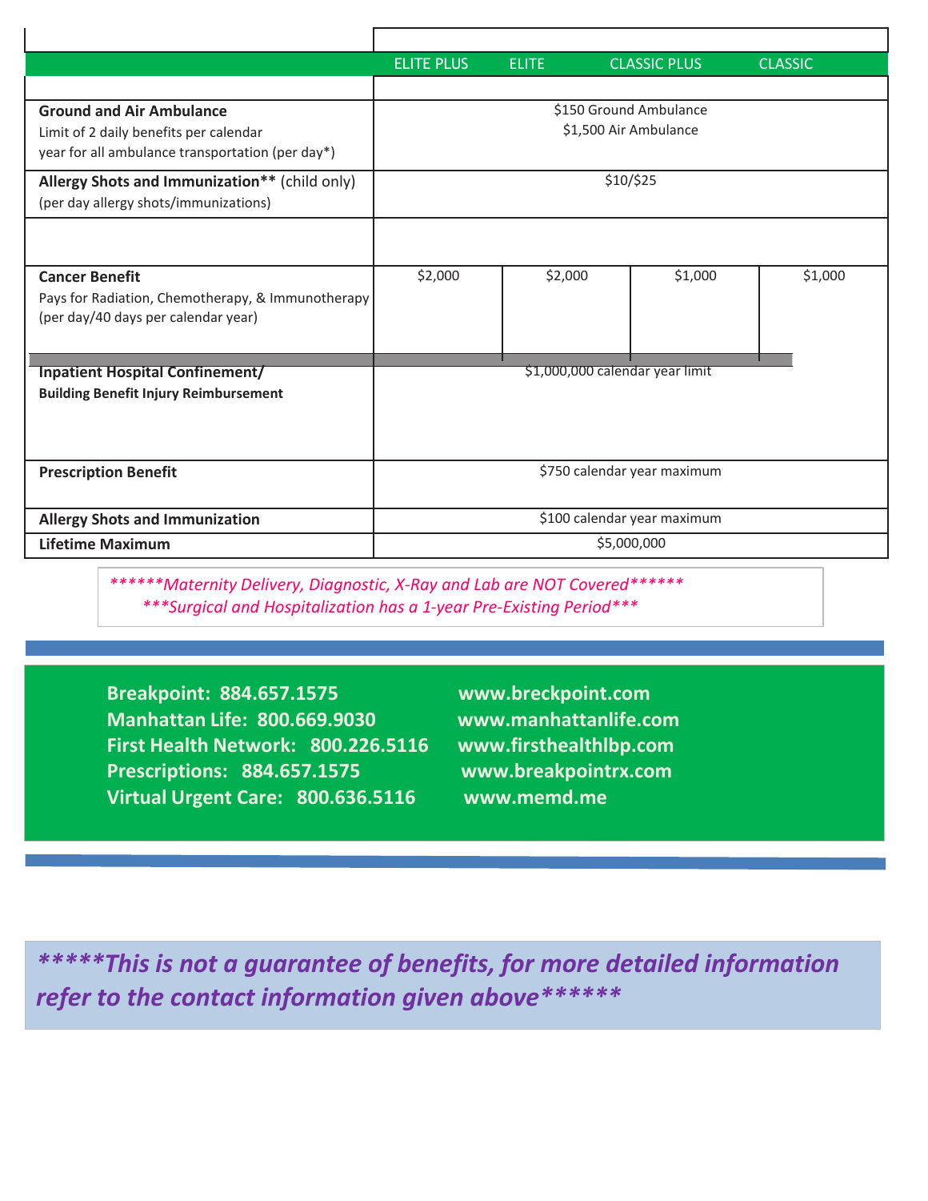| | ELITE PLUS | ELITE | CLASSIC PLUS | CLASSIC |
|---|---|---|---|---|
| | | | | |
| **Ground and Air Ambulance**<br>Limit of 2 daily benefits per calendar year for all ambulance transportation (per day*) | $150 Ground Ambulance<br>$1,500 Air Ambulance | | | |
| **Allergy Shots and Immunization**** (child only)<br>(per day allergy shots/immunizations) | $10/$25 | | | |
| | | | | |
| **Cancer Benefit**<br>Pays for Radiation, Chemotherapy, & Immunotherapy<br>(per day/40 days per calendar year) | $2,000 | $2,000 | $1,000 | $1,000 |
| **Inpatient Hospital Confinement/**<br>**Building Benefit Injury Reimbursement** | $1,000,000 calendar year limit | | | |
| **Prescription Benefit** | $750 calendar year maximum | | | |
| **Allergy Shots and Immunization** | $100 calendar year maximum | | | |
| **Lifetime Maximum** | $5,000,000 | | | |

*******Maternity Delivery, Diagnostic, X-Ray and Lab are NOT Covered*******

****Surgical and Hospitalization has a 1-year Pre-Existing Period****

**Breakpoint: 884.657.1575** **www.breckpoint.com**
**Manhattan Life: 800.669.9030** **www.manhattanlife.com**
**First Health Network: 800.226.5116** **www.firsthealthlbp.com**
**Prescriptions: 884.657.1575** **www.breakpointrx.com**
**Virtual Urgent Care: 800.636.5116** **www.memd.me**

******This is not a guarantee of benefits, for more detailed information refer to the contact information given above*******